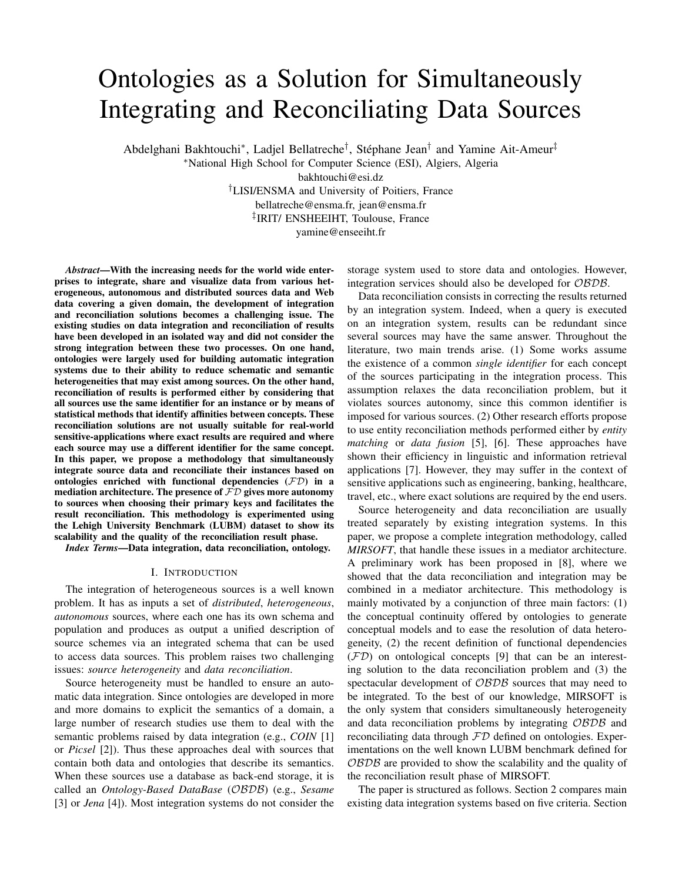# Ontologies as a Solution for Simultaneously Integrating and Reconciliating Data Sources

Abdelghani Bakhtouchi*, Ladjel Bellatreche†, Stéphane Jean† and Yamine Ait-Ameur‡

*National High School for Computer Science (ESI), Algiers, Algeria
bakhtouchi@esi.dz

†LISI/ENSMA and University of Poitiers, France
bellatreche@ensma.fr, jean@ensma.fr

‡IRIT/ ENSHEEIHT, Toulouse, France
yamine@enseeiht.fr

***Abstract*—With the increasing needs for the world wide enterprises to integrate, share and visualize data from various heterogeneous, autonomous and distributed sources data and Web data covering a given domain, the development of integration and reconciliation solutions becomes a challenging issue. The existing studies on data integration and reconciliation of results have been developed in an isolated way and did not consider the strong integration between these two processes. On one hand, ontologies were largely used for building automatic integration systems due to their ability to reduce schematic and semantic heterogeneities that may exist among sources. On the other hand, reconciliation of results is performed either by considering that all sources use the same identifier for an instance or by means of statistical methods that identify affinities between concepts. These reconciliation solutions are not usually suitable for real-world sensitive-applications where exact results are required and where each source may use a different identifier for the same concept. In this paper, we propose a methodology that simultaneously integrate source data and reconciliate their instances based on ontologies enriched with functional dependencies ($\mathcal{FD}$) in a mediation architecture. The presence of $\mathcal{FD}$ gives more autonomy to sources when choosing their primary keys and facilitates the result reconciliation. This methodology is experimented using the Lehigh University Benchmark (LUBM) dataset to show its scalability and the quality of the reconciliation result phase.**

***Index Terms*—Data integration, data reconciliation, ontology.**

## I. Introduction

The integration of heterogeneous sources is a well known problem. It has as inputs a set of *distributed*, *heterogeneous*, *autonomous* sources, where each one has its own schema and population and produces as output a unified description of source schemes via an integrated schema that can be used to access data sources. This problem raises two challenging issues: *source heterogeneity* and *data reconciliation*.

Source heterogeneity must be handled to ensure an automatic data integration. Since ontologies are developed in more and more domains to explicit the semantics of a domain, a large number of research studies use them to deal with the semantic problems raised by data integration (e.g., *COIN* [1] or *Picsel* [2]). Thus these approaches deal with sources that contain both data and ontologies that describe its semantics. When these sources use a database as back-end storage, it is called an *Ontology-Based DataBase* ($\mathcal{OBDB}$) (e.g., *Sesame* [3] or *Jena* [4]). Most integration systems do not consider the storage system used to store data and ontologies. However, integration services should also be developed for $\mathcal{OBDB}$.

Data reconciliation consists in correcting the results returned by an integration system. Indeed, when a query is executed on an integration system, results can be redundant since several sources may have the same answer. Throughout the literature, two main trends arise. (1) Some works assume the existence of a common *single identifier* for each concept of the sources participating in the integration process. This assumption relaxes the data reconciliation problem, but it violates sources autonomy, since this common identifier is imposed for various sources. (2) Other research efforts propose to use entity reconciliation methods performed either by *entity matching* or *data fusion* [5], [6]. These approaches have shown their efficiency in linguistic and information retrieval applications [7]. However, they may suffer in the context of sensitive applications such as engineering, banking, healthcare, travel, etc., where exact solutions are required by the end users.

Source heterogeneity and data reconciliation are usually treated separately by existing integration systems. In this paper, we propose a complete integration methodology, called *MIRSOFT*, that handle these issues in a mediator architecture. A preliminary work has been proposed in [8], where we showed that the data reconciliation and integration may be combined in a mediator architecture. This methodology is mainly motivated by a conjunction of three main factors: (1) the conceptual continuity offered by ontologies to generate conceptual models and to ease the resolution of data heterogeneity, (2) the recent definition of functional dependencies ($\mathcal{FD}$) on ontological concepts [9] that can be an interesting solution to the data reconciliation problem and (3) the spectacular development of $\mathcal{OBDB}$ sources that may need to be integrated. To the best of our knowledge, MIRSOFT is the only system that considers simultaneously heterogeneity and data reconciliation problems by integrating $\mathcal{OBDB}$ and reconciliating data through $\mathcal{FD}$ defined on ontologies. Experimentations on the well known LUBM benchmark defined for $\mathcal{OBDB}$ are provided to show the scalability and the quality of the reconciliation result phase of MIRSOFT.

The paper is structured as follows. Section 2 compares main existing data integration systems based on five criteria. Section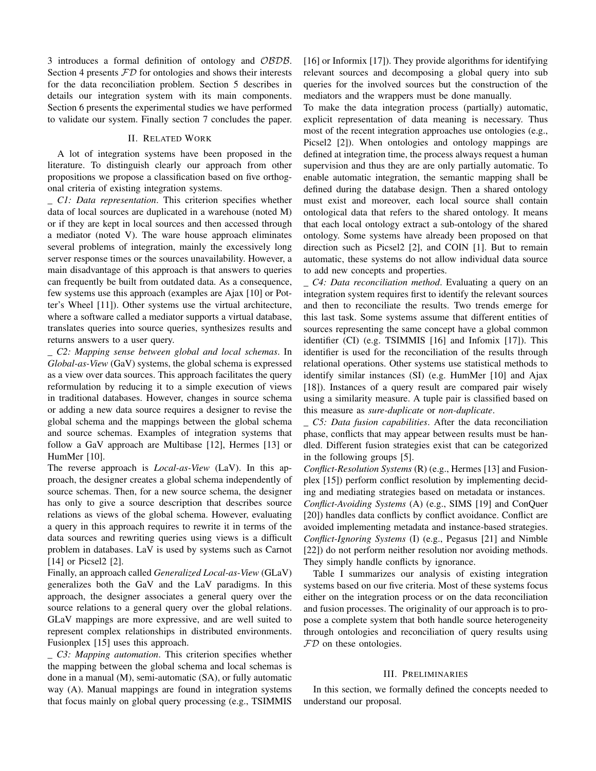3 introduces a formal definition of ontology and $\mathcal{OBDB}$. Section 4 presents $\mathcal{FD}$ for ontologies and shows their interests for the data reconciliation problem. Section 5 describes in details our integration system with its main components. Section 6 presents the experimental studies we have performed to validate our system. Finally section 7 concludes the paper.

## II. Related Work

A lot of integration systems have been proposed in the literature. To distinguish clearly our approach from other propositions we propose a classification based on five orthogonal criteria of existing integration systems.

_ *C1: Data representation*. This criterion specifies whether data of local sources are duplicated in a warehouse (noted M) or if they are kept in local sources and then accessed through a mediator (noted V). The ware house approach eliminates several problems of integration, mainly the excessively long server response times or the sources unavailability. However, a main disadvantage of this approach is that answers to queries can frequently be built from outdated data. As a consequence, few systems use this approach (examples are Ajax [10] or Potter's Wheel [11]). Other systems use the virtual architecture, where a software called a mediator supports a virtual database, translates queries into source queries, synthesizes results and returns answers to a user query.

_ *C2: Mapping sense between global and local schemas*. In *Global-as-View* (GaV) systems, the global schema is expressed as a view over data sources. This approach facilitates the query reformulation by reducing it to a simple execution of views in traditional databases. However, changes in source schema or adding a new data source requires a designer to revise the global schema and the mappings between the global schema and source schemas. Examples of integration systems that follow a GaV approach are Multibase [12], Hermes [13] or HumMer [10].

The reverse approach is *Local-as-View* (LaV). In this approach, the designer creates a global schema independently of source schemas. Then, for a new source schema, the designer has only to give a source description that describes source relations as views of the global schema. However, evaluating a query in this approach requires to rewrite it in terms of the data sources and rewriting queries using views is a difficult problem in databases. LaV is used by systems such as Carnot [14] or Picsel2 [2].

Finally, an approach called *Generalized Local-as-View* (GLaV) generalizes both the GaV and the LaV paradigms. In this approach, the designer associates a general query over the source relations to a general query over the global relations. GLaV mappings are more expressive, and are well suited to represent complex relationships in distributed environments. Fusionplex [15] uses this approach.

_ *C3: Mapping automation*. This criterion specifies whether the mapping between the global schema and local schemas is done in a manual (M), semi-automatic (SA), or fully automatic way (A). Manual mappings are found in integration systems that focus mainly on global query processing (e.g., TSIMMIS [16] or Informix [17]). They provide algorithms for identifying relevant sources and decomposing a global query into sub queries for the involved sources but the construction of the mediators and the wrappers must be done manually.

To make the data integration process (partially) automatic, explicit representation of data meaning is necessary. Thus most of the recent integration approaches use ontologies (e.g., Picsel2 [2]). When ontologies and ontology mappings are defined at integration time, the process always request a human supervision and thus they are are only partially automatic. To enable automatic integration, the semantic mapping shall be defined during the database design. Then a shared ontology must exist and moreover, each local source shall contain ontological data that refers to the shared ontology. It means that each local ontology extract a sub-ontology of the shared ontology. Some systems have already been proposed on that direction such as Picsel2 [2], and COIN [1]. But to remain automatic, these systems do not allow individual data source to add new concepts and properties.

_ *C4: Data reconciliation method*. Evaluating a query on an integration system requires first to identify the relevant sources and then to reconciliate the results. Two trends emerge for this last task. Some systems assume that different entities of sources representing the same concept have a global common identifier (CI) (e.g. TSIMMIS [16] and Infomix [17]). This identifier is used for the reconciliation of the results through relational operations. Other systems use statistical methods to identify similar instances (SI) (e.g. HumMer [10] and Ajax [18]). Instances of a query result are compared pair wisely using a similarity measure. A tuple pair is classified based on this measure as *sure-duplicate* or *non-duplicate*.

_ *C5: Data fusion capabilities*. After the data reconciliation phase, conflicts that may appear between results must be handled. Different fusion strategies exist that can be categorized in the following groups [5].

*Conflict-Resolution Systems* (R) (e.g., Hermes [13] and Fusionplex [15]) perform conflict resolution by implementing deciding and mediating strategies based on metadata or instances.

*Conflict-Avoiding Systems* (A) (e.g., SIMS [19] and ConQuer [20]) handles data conflicts by conflict avoidance. Conflict are avoided implementing metadata and instance-based strategies.

*Conflict-Ignoring Systems* (I) (e.g., Pegasus [21] and Nimble [22]) do not perform neither resolution nor avoiding methods. They simply handle conflicts by ignorance.

Table I summarizes our analysis of existing integration systems based on our five criteria. Most of these systems focus either on the integration process or on the data reconciliation and fusion processes. The originality of our approach is to propose a complete system that both handle source heterogeneity through ontologies and reconciliation of query results using $\mathcal{FD}$ on these ontologies.

## III. Preliminaries

In this section, we formally defined the concepts needed to understand our proposal.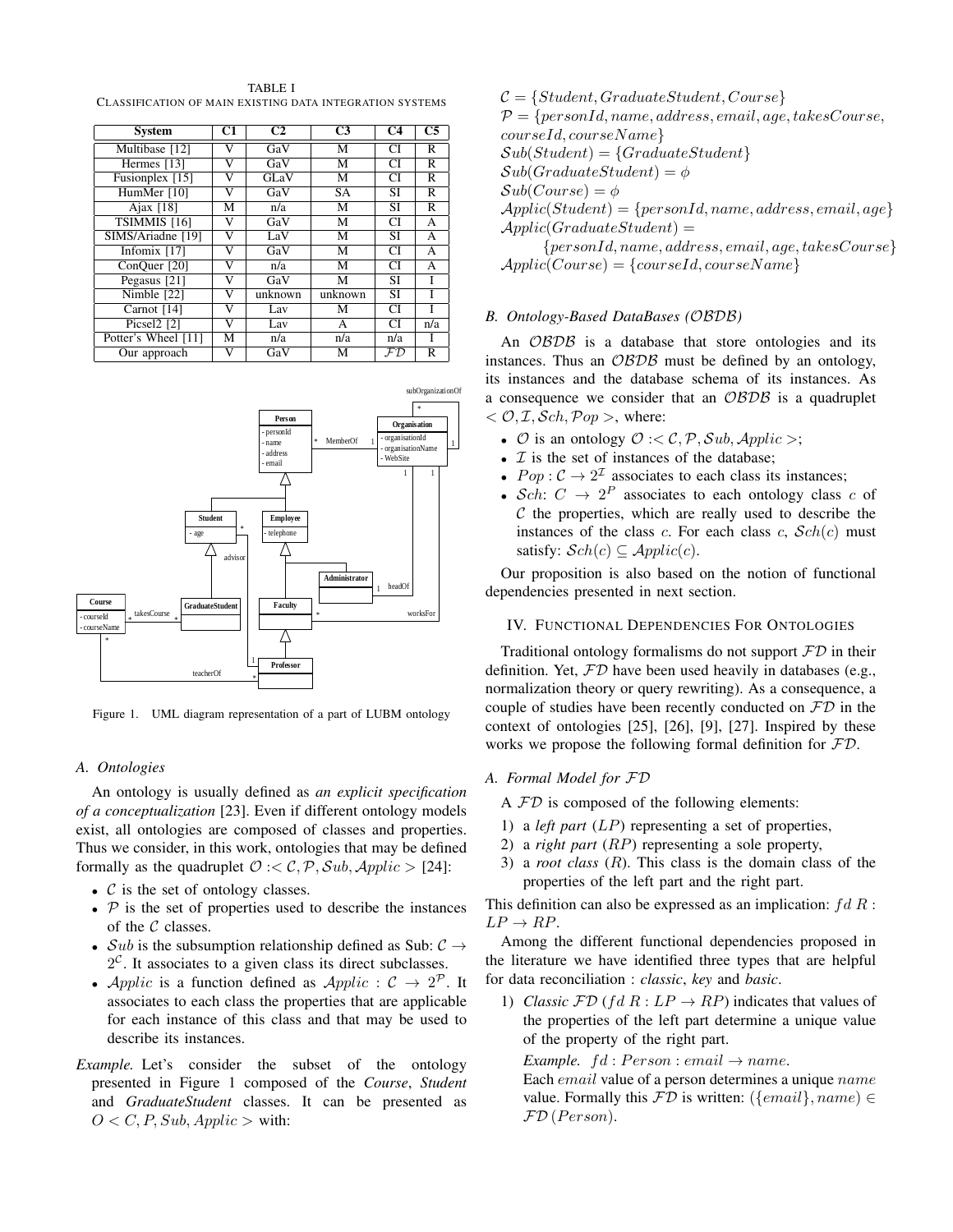TABLE I
CLASSIFICATION OF MAIN EXISTING DATA INTEGRATION SYSTEMS

| System | C1 | C2 | C3 | C4 | C5 |
|---|---|---|---|---|---|
| Multibase [12] | V | GaV | M | CI | R |
| Hermes [13] | V | GaV | M | CI | R |
| Fusionplex [15] | V | GLaV | M | CI | R |
| HumMer [10] | V | GaV | SA | SI | R |
| Ajax [18] | M | n/a | M | SI | R |
| TSIMMIS [16] | V | GaV | M | CI | A |
| SIMS/Ariadne [19] | V | LaV | M | SI | A |
| Infomix [17] | V | GaV | M | CI | A |
| ConQuer [20] | V | n/a | M | CI | A |
| Pegasus [21] | V | GaV | M | SI | I |
| Nimble [22] | V | unknown | unknown | SI | I |
| Carnot [14] | V | Lav | M | CI | I |
| Picsel2 [2] | V | Lav | A | CI | n/a |
| Potter's Wheel [11] | M | n/a | n/a | n/a | I |
| Our approach | V | GaV | M | $\mathcal{FD}$ | R |

Figure 1. UML diagram representation of a part of LUBM ontology

### A. Ontologies

An ontology is usually defined as *an explicit specification of a conceptualization* [23]. Even if different ontology models exist, all ontologies are composed of classes and properties. Thus we consider, in this work, ontologies that may be defined formally as the quadruplet $\mathcal{O} :< \mathcal{C}, \mathcal{P}, \mathcal{S}ub, \mathcal{A}pplic >$ [24]:

- $\mathcal{C}$ is the set of ontology classes.
- $\mathcal{P}$ is the set of properties used to describe the instances of the $\mathcal{C}$ classes.
- $\mathcal{S}ub$ is the subsumption relationship defined as Sub: $\mathcal{C} \rightarrow 2^{\mathcal{C}}$. It associates to a given class its direct subclasses.
- $\mathcal{A}pplic$ is a function defined as $\mathcal{A}pplic : \mathcal{C} \rightarrow 2^{\mathcal{P}}$. It associates to each class the properties that are applicable for each instance of this class and that may be used to describe its instances.

*Example.* Let's consider the subset of the ontology presented in Figure 1 composed of the *Course*, *Student* and *GraduateStudent* classes. It can be presented as $O < C, P, Sub, Applic >$ with:

$\mathcal{C} = \{Student, GraduateStudent, Course\}$
$\mathcal{P} = \{personId, name, address, email, age, takesCourse, courseId, courseName\}$
$\mathcal{S}ub(Student) = \{GraduateStudent\}$
$\mathcal{S}ub(GraduateStudent) = \phi$
$\mathcal{S}ub(Course) = \phi$
$\mathcal{A}pplic(Student) = \{personId, name, address, email, age\}$
$\mathcal{A}pplic(GraduateStudent) = \{personId, name, address, email, age, takesCourse\}$
$\mathcal{A}pplic(Course) = \{courseId, courseName\}$

### B. Ontology-Based DataBases ($\mathcal{OBDB}$)

An $\mathcal{OBDB}$ is a database that store ontologies and its instances. Thus an $\mathcal{OBDB}$ must be defined by an ontology, its instances and the database schema of its instances. As a consequence we consider that an $\mathcal{OBDB}$ is a quadruplet $< \mathcal{O}, \mathcal{I}, \mathcal{S}ch, \mathcal{P}op >$, where:

- $\mathcal{O}$ is an ontology $\mathcal{O} :< \mathcal{C}, \mathcal{P}, \mathcal{S}ub, \mathcal{A}pplic >$;
- $\mathcal{I}$ is the set of instances of the database;
- $Pop : \mathcal{C} \rightarrow 2^{\mathcal{I}}$ associates to each class its instances;
- $\mathcal{S}ch$: $C \rightarrow 2^{P}$ associates to each ontology class $c$ of $\mathcal{C}$ the properties, which are really used to describe the instances of the class $c$. For each class $c$, $\mathcal{S}ch(c)$ must satisfy: $\mathcal{S}ch(c) \subseteq \mathcal{A}pplic(c)$.

Our proposition is also based on the notion of functional dependencies presented in next section.

## IV. FUNCTIONAL DEPENDENCIES FOR ONTOLOGIES

Traditional ontology formalisms do not support $\mathcal{FD}$ in their definition. Yet, $\mathcal{FD}$ have been used heavily in databases (e.g., normalization theory or query rewriting). As a consequence, a couple of studies have been recently conducted on $\mathcal{FD}$ in the context of ontologies [25], [26], [9], [27]. Inspired by these works we propose the following formal definition for $\mathcal{FD}$.

### A. Formal Model for $\mathcal{FD}$

A $\mathcal{FD}$ is composed of the following elements:

1) a *left part* ($LP$) representing a set of properties,
2) a *right part* ($RP$) representing a sole property,
3) a *root class* ($R$). This class is the domain class of the properties of the left part and the right part.

This definition can also be expressed as an implication: $fd\ R : LP \rightarrow RP$.

Among the different functional dependencies proposed in the literature we have identified three types that are helpful for data reconciliation : *classic*, *key* and *basic*.

1) *Classic* $\mathcal{FD}$ ($fd\ R : LP \rightarrow RP$) indicates that values of the properties of the left part determine a unique value of the property of the right part.
   *Example.* $fd : Person : email \rightarrow name$.
   Each $email$ value of a person determines a unique $name$ value. Formally this $\mathcal{FD}$ is written: $(\{email\}, name) \in \mathcal{FD}(Person)$.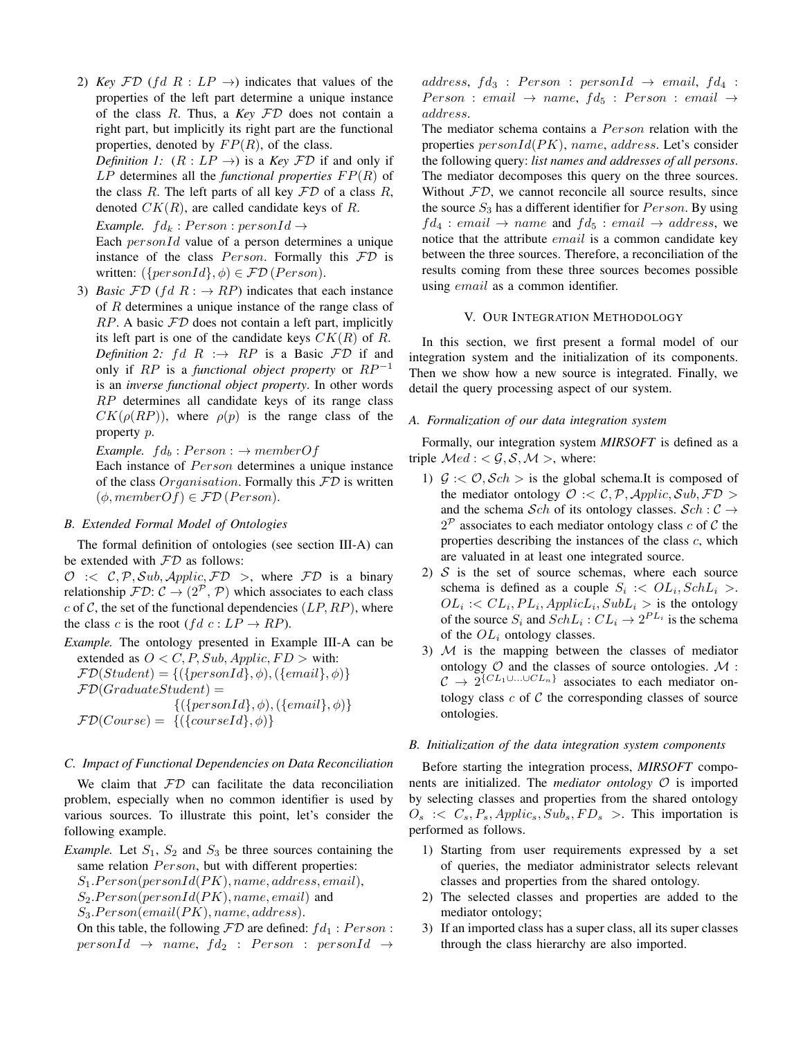2) *Key* $\mathcal{FD}$ ($fd\ R : LP \rightarrow$) indicates that values of the properties of the left part determine a unique instance of the class $R$. Thus, a *Key* $\mathcal{FD}$ does not contain a right part, but implicitly its right part are the functional properties, denoted by $FP(R)$, of the class.

   *Definition 1:* $(R : LP \rightarrow)$ is a *Key* $\mathcal{FD}$ if and only if $LP$ determines all the *functional properties* $FP(R)$ of the class $R$. The left parts of all key $\mathcal{FD}$ of a class $R$, denoted $CK(R)$, are called candidate keys of $R$.

   *Example.* $fd_k : Person : personId \rightarrow$

   Each $personId$ value of a person determines a unique instance of the class $Person$. Formally this $\mathcal{FD}$ is written: $(\{personId\}, \phi) \in \mathcal{FD}(Person)$.

3) *Basic* $\mathcal{FD}$ ($fd\ R : \rightarrow RP$) indicates that each instance of $R$ determines a unique instance of the range class of $RP$. A basic $\mathcal{FD}$ does not contain a left part, implicitly its left part is one of the candidate keys $CK(R)$ of $R$.

   *Definition 2:* $fd\ R :\rightarrow RP$ is a Basic $\mathcal{FD}$ if and only if $RP$ is a *functional object property* or $RP^{-1}$ is an *inverse functional object property*. In other words $RP$ determines all candidate keys of its range class $CK(\rho(RP))$, where $\rho(p)$ is the range class of the property $p$.

   *Example.* $fd_b : Person : \rightarrow memberOf$

   Each instance of $Person$ determines a unique instance of the class $Organisation$. Formally this $\mathcal{FD}$ is written $(\phi, memberOf) \in \mathcal{FD}(Person)$.

### B. Extended Formal Model of Ontologies

The formal definition of ontologies (see section III-A) can be extended with $\mathcal{FD}$ as follows:

$\mathcal{O} :< \mathcal{C}, \mathcal{P}, \mathcal{S}ub, \mathcal{A}pplic, \mathcal{FD} >$, where $\mathcal{FD}$ is a binary relationship $\mathcal{FD}$: $\mathcal{C} \rightarrow (2^{\mathcal{P}}, \mathcal{P})$ which associates to each class $c$ of $\mathcal{C}$, the set of the functional dependencies $(LP, RP)$, where the class $c$ is the root ($fd\ c : LP \rightarrow RP$).

*Example.* The ontology presented in Example III-A can be extended as $O < C, P, Sub, Applic, FD >$ with:

$\mathcal{FD}(Student) = \{(\{personId\}, \phi), (\{email\}, \phi)\}$

$\mathcal{FD}(GraduateStudent) = \{(\{personId\}, \phi), (\{email\}, \phi)\}$

$\mathcal{FD}(Course) = \{(\{courseId\}, \phi)\}$

### C. Impact of Functional Dependencies on Data Reconciliation

We claim that $\mathcal{FD}$ can facilitate the data reconciliation problem, especially when no common identifier is used by various sources. To illustrate this point, let's consider the following example.

*Example.* Let $S_1$, $S_2$ and $S_3$ be three sources containing the same relation $Person$, but with different properties:

$S_1.Person(personId(PK), name, address, email)$,

$S_2.Person(personId(PK), name, email)$ and

$S_3.Person(email(PK), name, address)$.

On this table, the following $\mathcal{FD}$ are defined: $fd_1 : Person : personId \rightarrow name$, $fd_2 : Person : personId \rightarrow address$, $fd_3 : Person : personId \rightarrow email$, $fd_4 : Person : email \rightarrow name$, $fd_5 : Person : email \rightarrow address$.

The mediator schema contains a $Person$ relation with the properties $personId(PK)$, $name$, $address$. Let's consider the following query: ***list names and addresses of all persons***. The mediator decomposes this query on the three sources. Without $\mathcal{FD}$, we cannot reconcile all source results, since the source $S_3$ has a different identifier for $Person$. By using $fd_4 : email \rightarrow name$ and $fd_5 : email \rightarrow address$, we notice that the attribute $email$ is a common candidate key between the three sources. Therefore, a reconciliation of the results coming from these three sources becomes possible using $email$ as a common identifier.

## V. Our Integration Methodology

In this section, we first present a formal model of our integration system and the initialization of its components. Then we show how a new source is integrated. Finally, we detail the query processing aspect of our system.

### A. Formalization of our data integration system

Formally, our integration system ***MIRSOFT*** is defined as a triple $\mathcal{M}ed :< \mathcal{G}, \mathcal{S}, \mathcal{M} >$, where:

1) $\mathcal{G} :< \mathcal{O}, \mathcal{S}ch >$ is the global schema.It is composed of the mediator ontology $\mathcal{O} :< \mathcal{C}, \mathcal{P}, \mathcal{A}pplic, \mathcal{S}ub, \mathcal{FD} >$ and the schema $\mathcal{S}ch$ of its ontology classes. $\mathcal{S}ch : \mathcal{C} \rightarrow 2^{\mathcal{P}}$ associates to each mediator ontology class $c$ of $\mathcal{C}$ the properties describing the instances of the class $c$, which are valuated in at least one integrated source.
2) $\mathcal{S}$ is the set of source schemas, where each source schema is defined as a couple $S_i :< OL_i, SchL_i >$. $OL_i :< CL_i, PL_i, ApplicL_i, SubL_i >$ is the ontology of the source $S_i$ and $SchL_i : CL_i \rightarrow 2^{PL_i}$ is the schema of the $OL_i$ ontology classes.
3) $\mathcal{M}$ is the mapping between the classes of mediator ontology $\mathcal{O}$ and the classes of source ontologies. $\mathcal{M} : \mathcal{C} \rightarrow 2^{\{CL_1 \cup \ldots \cup CL_n\}}$ associates to each mediator ontology class $c$ of $\mathcal{C}$ the corresponding classes of source ontologies.

### B. Initialization of the data integration system components

Before starting the integration process, ***MIRSOFT*** components are initialized. The *mediator ontology* $\mathcal{O}$ is imported by selecting classes and properties from the shared ontology $O_s :< C_s, P_s, Applic_s, Sub_s, FD_s >$. This importation is performed as follows.

1) Starting from user requirements expressed by a set of queries, the mediator administrator selects relevant classes and properties from the shared ontology.
2) The selected classes and properties are added to the mediator ontology;
3) If an imported class has a super class, all its super classes through the class hierarchy are also imported.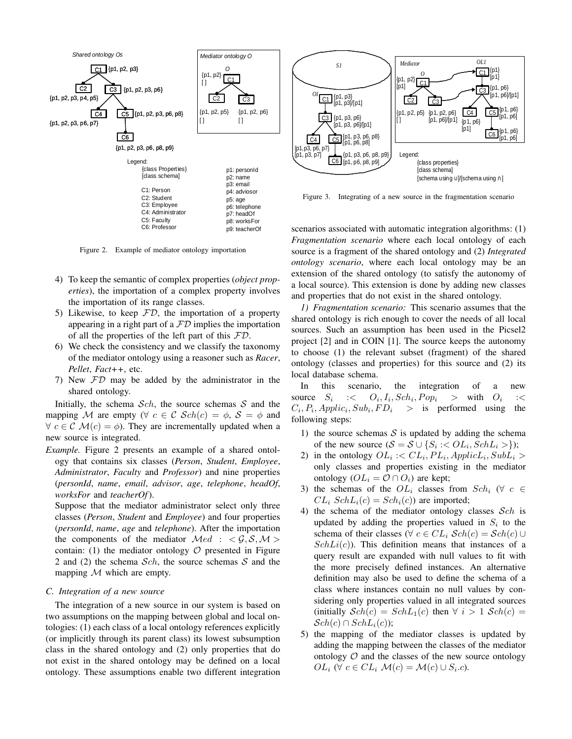Shared ontology Os

C1 {p1, p2, p3}

C2 {p1, p2, p3, p4, p5}

C3 {p1, p2, p3, p6}

C4 {p1, p2, p3, p6, p7}

C5 {p1, p2, p3, p6, p8}

C6 {p1, p2, p3, p6, p8, p9}

Mediator ontology O

O

C1 {p1, p2} [ ]

C2 {p1, p2, p5} [ ]

C3 {p1, p2, p6} [ ]

Legend:
{class Properties}
[class schema]

C1: Person
C2: Student
C3: Employee
C4: Administrator
C5: Faculty
C6: Professor

p1: personId
p2: name
p3: email
p4: adviosor
p5: age
p6: telephone
p7: headOf
p8: worksFor
p9: teacherOf

Figure 2. Example of mediator ontology importation

4) To keep the semantic of complex properties (*object properties*), the importation of a complex property involves the importation of its range classes.
5) Likewise, to keep $\mathcal{FD}$, the importation of a property appearing in a right part of a $\mathcal{FD}$ implies the importation of all the properties of the left part of this $\mathcal{FD}$.
6) We check the consistency and we classify the taxonomy of the mediator ontology using a reasoner such as *Racer*, *Pellet*, *Fact++*, etc.
7) New $\mathcal{FD}$ may be added by the administrator in the shared ontology.

Initially, the schema $\mathcal{S}ch$, the source schemas $\mathcal{S}$ and the mapping $\mathcal{M}$ are empty ($\forall\ c \in \mathcal{C}\ \mathcal{S}ch(c) = \phi$, $\mathcal{S} = \phi$ and $\forall\ c \in \mathcal{C}\ \mathcal{M}(c) = \phi$). They are incrementally updated when a new source is integrated.

*Example.* Figure 2 presents an example of a shared ontology that contains six classes (*Person*, *Student*, *Employee*, *Administrator*, *Faculty* and *Professor*) and nine properties (*personId*, *name*, *email*, *advisor*, *age*, *telephone*, *headOf*, *worksFor* and *teacherOf*).

Suppose that the mediator administrator select only three classes (*Person*, *Student* and *Employee*) and four properties (*personId*, *name*, *age* and *telephone*). After the importation the components of the mediator $\mathcal{M}ed\ :\ <\mathcal{G}, \mathcal{S}, \mathcal{M}>$ contain: (1) the mediator ontology $\mathcal{O}$ presented in Figure 2 and (2) the schema $\mathcal{S}ch$, the source schemas $\mathcal{S}$ and the mapping $\mathcal{M}$ which are empty.

### C. Integration of a new source

The integration of a new source in our system is based on two assumptions on the mapping between global and local ontologies: (1) each class of a local ontology references explicitly (or implicitly through its parent class) its lowest subsumption class in the shared ontology and (2) only properties that do not exist in the shared ontology may be defined on a local ontology. These assumptions enable two different integration

S1

OI

C1 {p1, p3} [p1, p3]/[p1]

C3 {p1, p3, p6} [p1, p3, p6]/[p1]

C4 {p1,p3, p6, p7} [p1, p3, p7]

C5 {p1, p3, p6, p8} [p1, p6, p8]

C6 {p1, p3, p6, p8, p9} [p1, p6, p8, p9]

Mediator

O

C1 {p1, p2} [p1]

C2 {p1, p2, p5} [ ]

C3 {p1, p2, p6} [p1, p6]/[p1]

OL1

C1 {p1} [p1]

C3 {p1, p6} [p1, p6]/[p1]

C4 {p1, p6} [p1]

C5 {p1, p6} [p1, p6]

C6 {p1, p6} [p1, p6]

Legend:
{class properties}
[class schema]
[schema using ∪]/[schema using ∩]

Figure 3. Integrating of a new source in the fragmentation scenario

scenarios associated with automatic integration algorithms: (1) *Fragmentation scenario* where each local ontology of each source is a fragment of the shared ontology and (2) *Integrated ontology scenario*, where each local ontology may be an extension of the shared ontology (to satisfy the autonomy of a local source). This extension is done by adding new classes and properties that do not exist in the shared ontology.

*1) Fragmentation scenario:* This scenario assumes that the shared ontology is rich enough to cover the needs of all local sources. Such an assumption has been used in the Picsel2 project [2] and in COIN [1]. The source keeps the autonomy to choose (1) the relevant subset (fragment) of the shared ontology (classes and properties) for this source and (2) its local database schema.

In this scenario, the integration of a new source $S_i\ :<\ O_i, I_i, Sch_i, Pop_i\ >$ with $O_i\ :<\ C_i, P_i, Applic_i, Sub_i, FD_i\ >$ is performed using the following steps:

1) the source schemas $\mathcal{S}$ is updated by adding the schema of the new source ($\mathcal{S} = \mathcal{S} \cup \{S_i :< OL_i, SchL_i >\}$);
2) in the ontology $OL_i :< CL_i, PL_i, ApplicL_i, SubL_i >$ only classes and properties existing in the mediator ontology ($OL_i = \mathcal{O} \cap O_i$) are kept;
3) the schemas of the $OL_i$ classes from $Sch_i$ ($\forall\ c \in CL_i\ SchL_i(c) = Sch_i(c)$) are imported;
4) the schema of the mediator ontology classes $\mathcal{S}ch$ is updated by adding the properties valued in $S_i$ to the schema of their classes ($\forall\ c \in CL_i\ \mathcal{S}ch(c) = \mathcal{S}ch(c) \cup SchLi(c)$). This definition means that instances of a query result are expanded with null values to fit with the more precisely defined instances. An alternative definition may also be used to define the schema of a class where instances contain no null values by considering only properties valued in all integrated sources (initially $\mathcal{S}ch(c) = SchL_1(c)$ then $\forall\ i > 1\ \mathcal{S}ch(c) = \mathcal{S}ch(c) \cap SchL_i(c)$);
5) the mapping of the mediator classes is updated by adding the mapping between the classes of the mediator ontology $\mathcal{O}$ and the classes of the new source ontology $OL_i$ ($\forall\ c \in CL_i\ \mathcal{M}(c) = \mathcal{M}(c) \cup S_i.c$).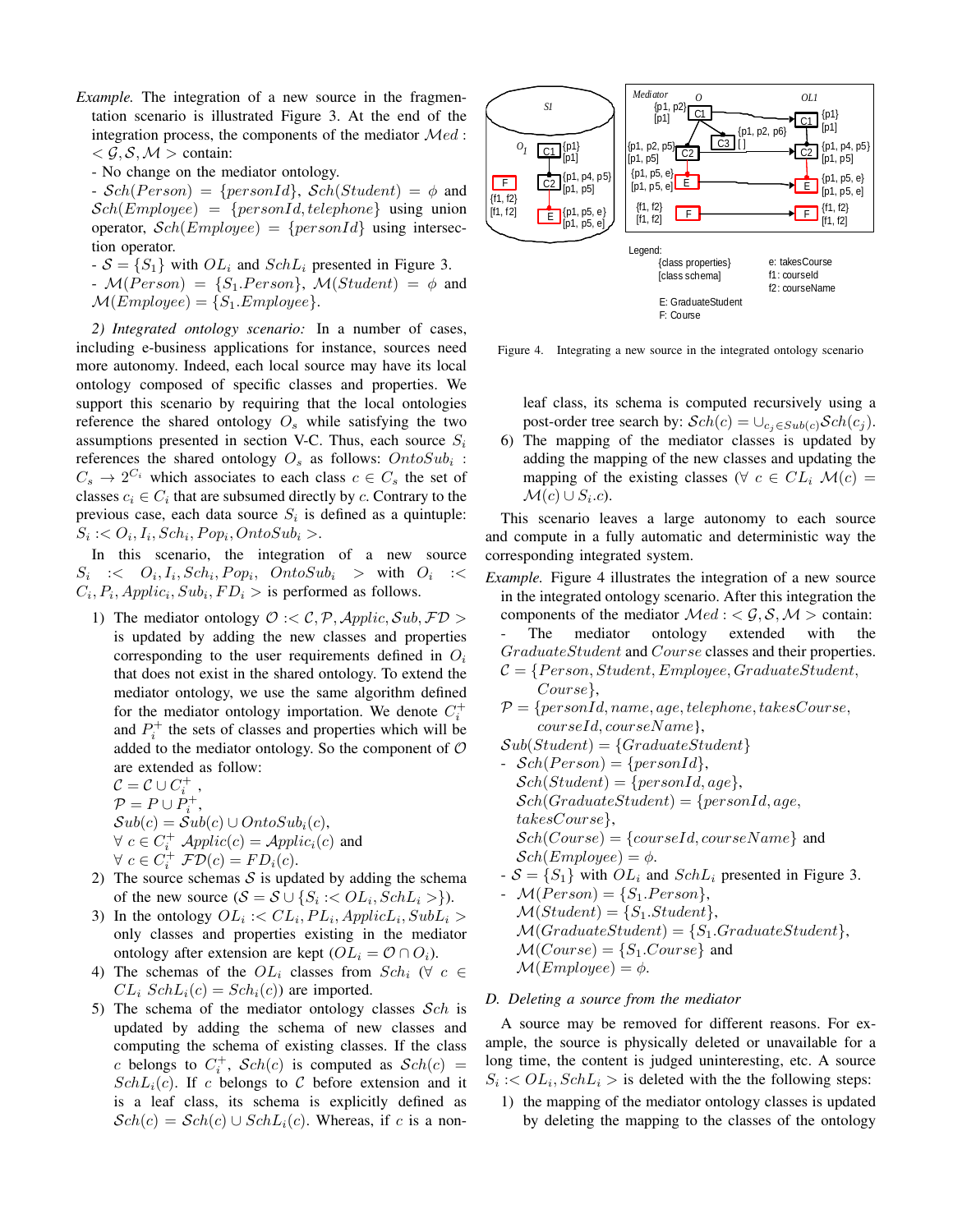*Example.* The integration of a new source in the fragmentation scenario is illustrated Figure 3. At the end of the integration process, the components of the mediator $\mathcal{M}ed : <\mathcal{G}, \mathcal{S}, \mathcal{M}>$ contain:

- No change on the mediator ontology.
- $\mathcal{S}ch(Person) = \{personId\}$, $\mathcal{S}ch(Student) = \phi$ and $\mathcal{S}ch(Employee) = \{personId, telephone\}$ using union operator, $\mathcal{S}ch(Employee) = \{personId\}$ using intersection operator.
- $\mathcal{S} = \{S_1\}$ with $OL_i$ and $SchL_i$ presented in Figure 3.
- $\mathcal{M}(Person) = \{S_1.Person\}$, $\mathcal{M}(Student) = \phi$ and $\mathcal{M}(Employee) = \{S_1.Employee\}$.

*2) Integrated ontology scenario:* In a number of cases, including e-business applications for instance, sources need more autonomy. Indeed, each local source may have its local ontology composed of specific classes and properties. We support this scenario by requiring that the local ontologies reference the shared ontology $O_s$ while satisfying the two assumptions presented in section V-C. Thus, each source $S_i$ references the shared ontology $O_s$ as follows: $OntoSub_i : C_s \rightarrow 2^{C_i}$ which associates to each class $c \in C_s$ the set of classes $c_i \in C_i$ that are subsumed directly by $c$. Contrary to the previous case, each data source $S_i$ is defined as a quintuple: $S_i :< O_i, I_i, Sch_i, Pop_i, OntoSub_i >$.

In this scenario, the integration of a new source $S_i :< O_i, I_i, Sch_i, Pop_i, OntoSub_i >$ with $O_i :< C_i, P_i, Applic_i, Sub_i, FD_i >$ is performed as follows.

1) The mediator ontology $\mathcal{O} :< \mathcal{C}, \mathcal{P}, \mathcal{A}pplic, \mathcal{S}ub, \mathcal{FD} >$ is updated by adding the new classes and properties corresponding to the user requirements defined in $O_i$ that does not exist in the shared ontology. To extend the mediator ontology, we use the same algorithm defined for the mediator ontology importation. We denote $C_i^+$ and $P_i^+$ the sets of classes and properties which will be added to the mediator ontology. So the component of $\mathcal{O}$ are extended as follow:
   $\mathcal{C} = \mathcal{C} \cup C_i^+$ ,
   $\mathcal{P} = P \cup P_i^+$,
   $\mathcal{S}ub(c) = \mathcal{S}ub(c) \cup OntoSub_i(c)$,
   $\forall\ c \in C_i^+\ \mathcal{A}pplic(c) = Applic_i(c)$ and
   $\forall\ c \in C_i^+\ \mathcal{FD}(c) = FD_i(c)$.
2) The source schemas $\mathcal{S}$ is updated by adding the schema of the new source ($\mathcal{S} = \mathcal{S} \cup \{S_i :< OL_i, SchL_i >\}$).
3) In the ontology $OL_i :< CL_i, PL_i, ApplicL_i, SubL_i >$ only classes and properties existing in the mediator ontology after extension are kept ($OL_i = \mathcal{O} \cap O_i$).
4) The schemas of the $OL_i$ classes from $Sch_i$ ($\forall\ c \in CL_i\ SchL_i(c) = Sch_i(c)$) are imported.
5) The schema of the mediator ontology classes $\mathcal{S}ch$ is updated by adding the schema of new classes and computing the schema of existing classes. If the class $c$ belongs to $C_i^+$, $\mathcal{S}ch(c)$ is computed as $\mathcal{S}ch(c) = SchL_i(c)$. If $c$ belongs to $\mathcal{C}$ before extension and it is a leaf class, its schema is explicitly defined as $\mathcal{S}ch(c) = \mathcal{S}ch(c) \cup SchL_i(c)$. Whereas, if $c$ is a non-leaf class, its schema is computed recursively using a post-order tree search by: $\mathcal{S}ch(c) = \cup_{c_j \in Sub(c)} \mathcal{S}ch(c_j)$.
6) The mapping of the mediator classes is updated by adding the mapping of the new classes and updating the mapping of the existing classes ($\forall\ c \in CL_i\ \mathcal{M}(c) = \mathcal{M}(c) \cup S_i.c$).

This scenario leaves a large autonomy to each source and compute in a fully automatic and deterministic way the corresponding integrated system.

S1
$O_1$
Mediator
O
OL1
{class properties}
[class schema]
E: GraduateStudent
F: Course
e: takesCourse
f1: courseId
f2: courseName

Figure 4. Integrating a new source in the integrated ontology scenario

*Example.* Figure 4 illustrates the integration of a new source in the integrated ontology scenario. After this integration the components of the mediator $\mathcal{M}ed : <\mathcal{G}, \mathcal{S}, \mathcal{M}>$ contain:

- The mediator ontology extended with the $GraduateStudent$ and $Course$ classes and their properties.
  $\mathcal{C} = \{Person, Student, Employee, GraduateStudent, Course\}$,
  $\mathcal{P} = \{personId, name, age, telephone, takesCourse, courseId, courseName\}$,
  $\mathcal{S}ub(Student) = \{GraduateStudent\}$
- $\mathcal{S}ch(Person) = \{personId\}$,
  $\mathcal{S}ch(Student) = \{personId, age\}$,
  $\mathcal{S}ch(GraduateStudent) = \{personId, age, takesCourse\}$,
  $\mathcal{S}ch(Course) = \{courseId, courseName\}$ and
  $\mathcal{S}ch(Employee) = \phi$.
- $\mathcal{S} = \{S_1\}$ with $OL_i$ and $SchL_i$ presented in Figure 3.
- $\mathcal{M}(Person) = \{S_1.Person\}$,
  $\mathcal{M}(Student) = \{S_1.Student\}$,
  $\mathcal{M}(GraduateStudent) = \{S_1.GraduateStudent\}$,
  $\mathcal{M}(Course) = \{S_1.Course\}$ and
  $\mathcal{M}(Employee) = \phi$.

### D. Deleting a source from the mediator

A source may be removed for different reasons. For example, the source is physically deleted or unavailable for a long time, the content is judged uninteresting, etc. A source $S_i :< OL_i, SchL_i >$ is deleted with the the following steps:

1) the mapping of the mediator ontology classes is updated by deleting the mapping to the classes of the ontology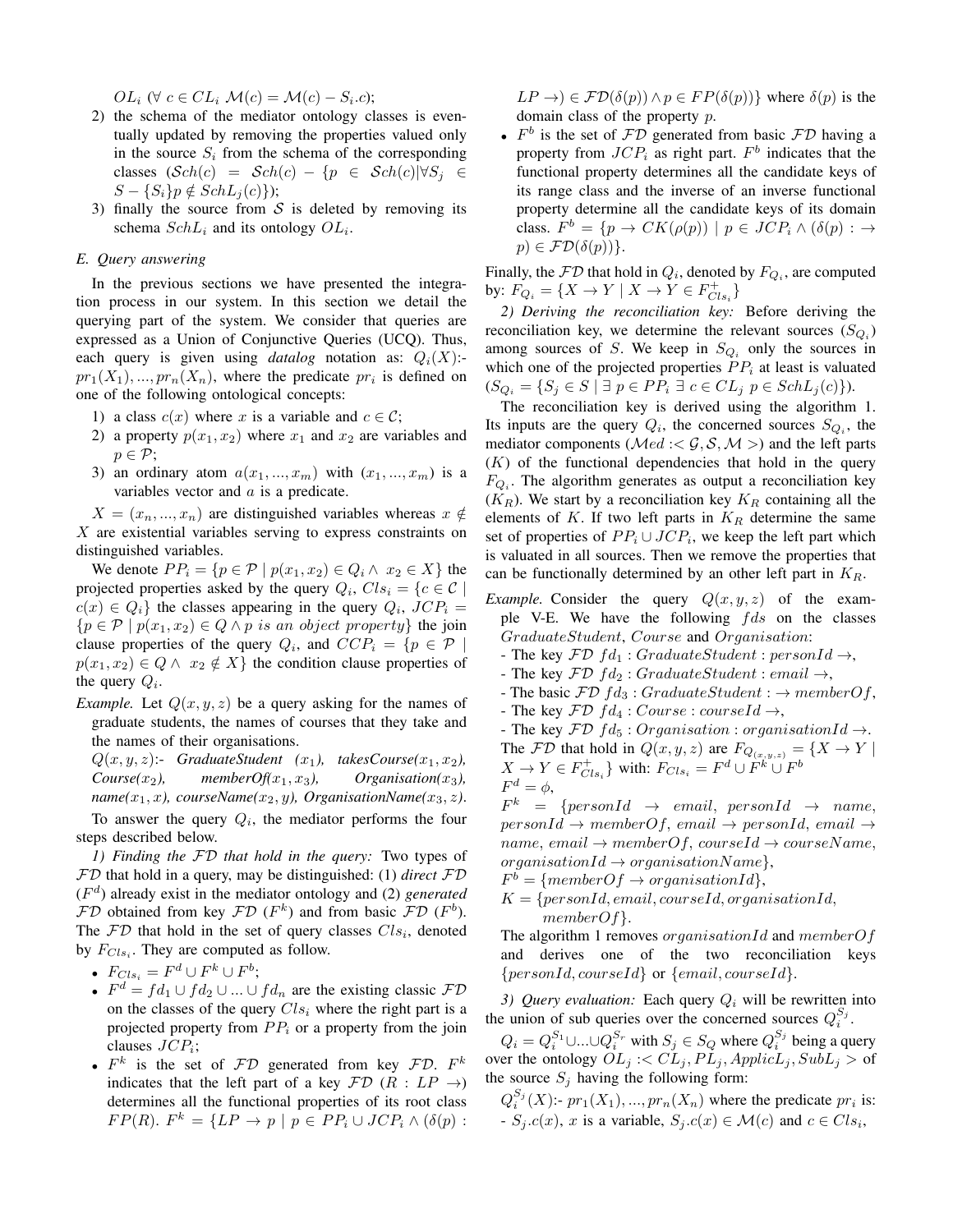$OL_i$ ($\forall\ c \in CL_i\ \mathcal{M}(c) = \mathcal{M}(c) - S_i.c$);

2) the schema of the mediator ontology classes is eventually updated by removing the properties valued only in the source $S_i$ from the schema of the corresponding classes ($\mathcal{S}ch(c) = \mathcal{S}ch(c) - \{p \in \mathcal{S}ch(c) | \forall S_j \in S - \{S_i\} p \notin SchL_j(c)\}$);
3) finally the source from $\mathcal{S}$ is deleted by removing its schema $SchL_i$ and its ontology $OL_i$.

### E. Query answering

In the previous sections we have presented the integration process in our system. In this section we detail the querying part of the system. We consider that queries are expressed as a Union of Conjunctive Queries (UCQ). Thus, each query is given using *datalog* notation as: $Q_i(X)$:- $pr_1(X_1), ..., pr_n(X_n)$, where the predicate $pr_i$ is defined on one of the following ontological concepts:

1) a class $c(x)$ where $x$ is a variable and $c \in \mathcal{C}$;
2) a property $p(x_1, x_2)$ where $x_1$ and $x_2$ are variables and $p \in \mathcal{P}$;
3) an ordinary atom $a(x_1, ..., x_m)$ with $(x_1, ..., x_m)$ is a variables vector and $a$ is a predicate.

$X = (x_n, ..., x_n)$ are distinguished variables whereas $x \notin X$ are existential variables serving to express constraints on distinguished variables.

We denote $PP_i = \{p \in \mathcal{P} \mid p(x_1, x_2) \in Q_i \wedge\ x_2 \in X\}$ the projected properties asked by the query $Q_i$, $Cls_i = \{c \in \mathcal{C} \mid c(x) \in Q_i\}$ the classes appearing in the query $Q_i$, $JCP_i = \{p \in \mathcal{P} \mid p(x_1, x_2) \in Q \wedge p\ is\ an\ object\ property\}$ the join clause properties of the query $Q_i$, and $CCP_i = \{p \in \mathcal{P} \mid p(x_1, x_2) \in Q \wedge\ x_2 \notin X\}$ the condition clause properties of the query $Q_i$.

*Example.* Let $Q(x, y, z)$ be a query asking for the names of graduate students, the names of courses that they take and the names of their organisations.
$Q(x, y, z)$:- *GraduateStudent* $(x_1)$, *takesCourse*$(x_1, x_2)$, *Course*$(x_2)$, *memberOf*$(x_1, x_3)$, *Organisation*$(x_3)$, *name*$(x_1, x)$, *courseName*$(x_2, y)$, *OrganisationName*$(x_3, z)$.

To answer the query $Q_i$, the mediator performs the four steps described below.

*1) Finding the $\mathcal{FD}$ that hold in the query:* Two types of $\mathcal{FD}$ that hold in a query, may be distinguished: (1) *direct* $\mathcal{FD}$ ($F^d$) already exist in the mediator ontology and (2) *generated* $\mathcal{FD}$ obtained from key $\mathcal{FD}$ ($F^k$) and from basic $\mathcal{FD}$ ($F^b$). The $\mathcal{FD}$ that hold in the set of query classes $Cls_i$, denoted by $F_{Cls_i}$. They are computed as follow.

- $F_{Cls_i} = F^d \cup F^k \cup F^b$;
- $F^d = fd_1 \cup fd_2 \cup ... \cup fd_n$ are the existing classic $\mathcal{FD}$ on the classes of the query $Cls_i$ where the right part is a projected property from $PP_i$ or a property from the join clauses $JCP_i$;
- $F^k$ is the set of $\mathcal{FD}$ generated from key $\mathcal{FD}$. $F^k$ indicates that the left part of a key $\mathcal{FD}$ ($R : LP \rightarrow$) determines all the functional properties of its root class $FP(R)$. $F^k = \{LP \rightarrow p \mid p \in PP_i \cup JCP_i \wedge (\delta(p) : LP \rightarrow) \in \mathcal{FD}(\delta(p)) \wedge p \in FP(\delta(p))\}$ where $\delta(p)$ is the domain class of the property $p$.
- $F^b$ is the set of $\mathcal{FD}$ generated from basic $\mathcal{FD}$ having a property from $JCP_i$ as right part. $F^b$ indicates that the functional property determines all the candidate keys of its range class and the inverse of an inverse functional property determine all the candidate keys of its domain class. $F^b = \{p \rightarrow CK(\rho(p)) \mid p \in JCP_i \wedge (\delta(p) : \rightarrow p) \in \mathcal{FD}(\delta(p))\}$.

Finally, the $\mathcal{FD}$ that hold in $Q_i$, denoted by $F_{Q_i}$, are computed by: $F_{Q_i} = \{X \rightarrow Y \mid X \rightarrow Y \in F^+_{Cls_i}\}$

*2) Deriving the reconciliation key:* Before deriving the reconciliation key, we determine the relevant sources ($S_{Q_i}$) among sources of $S$. We keep in $S_{Q_i}$ only the sources in which one of the projected properties $PP_i$ at least is valuated ($S_{Q_i} = \{S_j \in S \mid \exists\ p \in PP_i\ \exists\ c \in CL_j\ p \in SchL_j(c)\}$).

The reconciliation key is derived using the algorithm 1. Its inputs are the query $Q_i$, the concerned sources $S_{Q_i}$, the mediator components ($\mathcal{M}ed :< \mathcal{G}, \mathcal{S}, \mathcal{M} >$) and the left parts ($K$) of the functional dependencies that hold in the query $F_{Q_i}$. The algorithm generates as output a reconciliation key ($K_R$). We start by a reconciliation key $K_R$ containing all the elements of $K$. If two left parts in $K_R$ determine the same set of properties of $PP_i \cup JCP_i$, we keep the left part which is valuated in all sources. Then we remove the properties that can be functionally determined by an other left part in $K_R$.

*Example.* Consider the query $Q(x, y, z)$ of the example V-E. We have the following $fds$ on the classes $GraduateStudent$, $Course$ and $Organisation$:
- The key $\mathcal{FD}$ $fd_1 : GraduateStudent : personId \rightarrow$,
- The key $\mathcal{FD}$ $fd_2 : GraduateStudent : email \rightarrow$,
- The basic $\mathcal{FD}$ $fd_3 : GraduateStudent : \rightarrow memberOf$,
- The key $\mathcal{FD}$ $fd_4 : Course : courseId \rightarrow$,
- The key $\mathcal{FD}$ $fd_5 : Organisation : organisationId \rightarrow$.
The $\mathcal{FD}$ that hold in $Q(x, y, z)$ are $F_{Q_{(x,y,z)}} = \{X \rightarrow Y \mid X \rightarrow Y \in F^+_{Cls_i}\}$ with: $F_{Cls_i} = F^d \cup F^k \cup F^b$
$F^d = \phi$,
$F^k = \{personId \rightarrow email, personId \rightarrow name, personId \rightarrow memberOf, email \rightarrow personId, email \rightarrow name, email \rightarrow memberOf, courseId \rightarrow courseName, organisationId \rightarrow organisationName\}$,
$F^b = \{memberOf \rightarrow organisationId\}$,
$K = \{personId, email, courseId, organisationId, memberOf\}$.
The algorithm 1 removes $organisationId$ and $memberOf$ and derives one of the two reconciliation keys $\{personId, courseId\}$ or $\{email, courseId\}$.

*3) Query evaluation:* Each query $Q_i$ will be rewritten into the union of sub queries over the concerned sources $Q_i^{S_j}$.

$Q_i = Q_i^{S_1} \cup ... \cup Q_i^{S_r}$ with $S_j \in S_Q$ where $Q_i^{S_j}$ being a query over the ontology $OL_j :< CL_j, PL_j, ApplicL_j, SubL_j >$ of the source $S_j$ having the following form:

$Q_i^{S_j}(X)$:- $pr_1(X_1), ..., pr_n(X_n)$ where the predicate $pr_i$ is:
- $S_j.c(x)$, $x$ is a variable, $S_j.c(x) \in \mathcal{M}(c)$ and $c \in Cls_i$,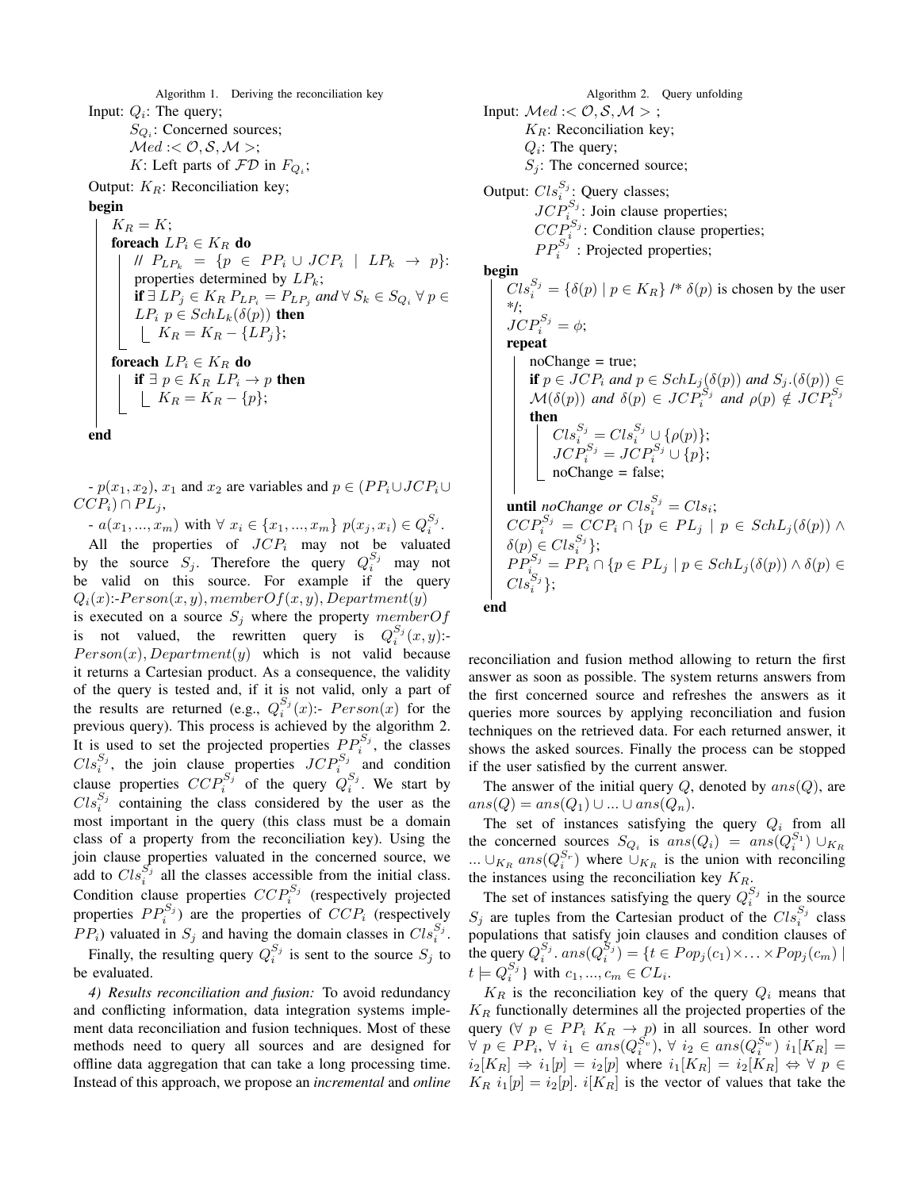Algorithm 1. Deriving the reconciliation key

```
Input: Q_i: The query;
       S_{Q_i}: Concerned sources;
       Med :< O, S, M >;
       K: Left parts of FD in F_{Q_i};
Output: K_R: Reconciliation key;
begin
    K_R = K;
    foreach LP_i ∈ K_R do
        // P_{LP_k} = {p ∈ PP_i ∪ JCP_i | LP_k → p}: properties determined by LP_k;
        if ∃ LP_j ∈ K_R P_{LP_i} = P_{LP_j} and ∀ S_k ∈ S_{Q_i} ∀ p ∈ LP_i p ∈ SchL_k(δ(p)) then
            K_R = K_R − {LP_j};
    foreach LP_i ∈ K_R do
        if ∃ p ∈ K_R LP_i → p then
            K_R = K_R − {p};
end
```

Algorithm 2. Query unfolding

```
Input: Med :< O, S, M > ;
       K_R: Reconciliation key;
       Q_i: The query;
       S_j: The concerned source;
Output: Cls_i^{S_j}: Query classes;
        JCP_i^{S_j}: Join clause properties;
        CCP_i^{S_j}: Condition clause properties;
        PP_i^{S_j} : Projected properties;
begin
    Cls_i^{S_j} = {δ(p) | p ∈ K_R} /* δ(p) is chosen by the user */;
    JCP_i^{S_j} = φ;
    repeat
        noChange = true;
        if p ∈ JCP_i and p ∈ SchL_j(δ(p)) and S_j.(δ(p)) ∈ M(δ(p)) and δ(p) ∈ JCP_i^{S_j} and ρ(p) ∉ JCP_i^{S_j}
        then
            Cls_i^{S_j} = Cls_i^{S_j} ∪ {ρ(p)};
            JCP_i^{S_j} = JCP_i^{S_j} ∪ {p};
            noChange = false;
    until noChange or Cls_i^{S_j} = Cls_i;
    CCP_i^{S_j} = CCP_i ∩ {p ∈ PL_j | p ∈ SchL_j(δ(p)) ∧ δ(p) ∈ Cls_i^{S_j}};
    PP_i^{S_j} = PP_i ∩ {p ∈ PL_j | p ∈ SchL_j(δ(p)) ∧ δ(p) ∈ Cls_i^{S_j}};
end
```

- $p(x_1, x_2)$, $x_1$ and $x_2$ are variables and $p \in (PP_i \cup JCP_i \cup CCP_i) \cap PL_j$,

- $a(x_1, ..., x_m)$ with $\forall\ x_i \in \{x_1, ..., x_m\}\ p(x_j, x_i) \in Q_i^{S_j}$.

All the properties of $JCP_i$ may not be valuated by the source $S_j$. Therefore the query $Q_i^{S_j}$ may not be valid on this source. For example if the query $Q_i(x)$:-$Person(x, y), memberOf(x, y), Department(y)$ is executed on a source $S_j$ where the property $memberOf$ is not valued, the rewritten query is $Q_i^{S_j}(x, y)$:- $Person(x), Department(y)$ which is not valid because it returns a Cartesian product. As a consequence, the validity of the query is tested and, if it is not valid, only a part of the results are returned (e.g., $Q_i^{S_j}(x)$:- $Person(x)$ for the previous query). This process is achieved by the algorithm 2. It is used to set the projected properties $PP_i^{S_j}$, the classes $Cls_i^{S_j}$, the join clause properties $JCP_i^{S_j}$ and condition clause properties $CCP_i^{S_j}$ of the query $Q_i^{S_j}$. We start by $Cls_i^{S_j}$ containing the class considered by the user as the most important in the query (this class must be a domain class of a property from the reconciliation key). Using the join clause properties valuated in the concerned source, we add to $Cls_i^{S_j}$ all the classes accessible from the initial class. Condition clause properties $CCP_i^{S_j}$ (respectively projected properties $PP_i^{S_j}$) are the properties of $CCP_i$ (respectively $PP_i$) valuated in $S_j$ and having the domain classes in $Cls_i^{S_j}$.

Finally, the resulting query $Q_i^{S_j}$ is sent to the source $S_j$ to be evaluated.

*4) Results reconciliation and fusion:* To avoid redundancy and conflicting information, data integration systems implement data reconciliation and fusion techniques. Most of these methods need to query all sources and are designed for offline data aggregation that can take a long processing time. Instead of this approach, we propose an *incremental* and *online* reconciliation and fusion method allowing to return the first answer as soon as possible. The system returns answers from the first concerned source and refreshes the answers as it queries more sources by applying reconciliation and fusion techniques on the retrieved data. For each returned answer, it shows the asked sources. Finally the process can be stopped if the user satisfied by the current answer.

The answer of the initial query $Q$, denoted by $ans(Q)$, are $ans(Q) = ans(Q_1) \cup ... \cup ans(Q_n)$.

The set of instances satisfying the query $Q_i$ from all the concerned sources $S_{Q_i}$ is $ans(Q_i) = ans(Q_i^{S_1}) \cup_{K_R} ... \cup_{K_R} ans(Q_i^{S_r})$ where $\cup_{K_R}$ is the union with reconciling the instances using the reconciliation key $K_R$.

The set of instances satisfying the query $Q_i^{S_j}$ in the source $S_j$ are tuples from the Cartesian product of the $Cls_i^{S_j}$ class populations that satisfy join clauses and condition clauses of the query $Q_i^{S_j}$. $ans(Q_i^{S_j}) = \{t \in Pop_j(c_1) \times \ldots \times Pop_j(c_m) \mid t \models Q_i^{S_j}\}$ with $c_1, ..., c_m \in CL_i$.

$K_R$ is the reconciliation key of the query $Q_i$ means that $K_R$ functionally determines all the projected properties of the query ($\forall\ p \in PP_i\ K_R \rightarrow p$) in all sources. In other word $\forall\ p \in PP_i$, $\forall\ i_1 \in ans(Q_i^{S_v})$, $\forall\ i_2 \in ans(Q_i^{S_w})$ $i_1[K_R] = i_2[K_R] \Rightarrow i_1[p] = i_2[p]$ where $i_1[K_R] = i_2[K_R] \Leftrightarrow \forall\ p \in K_R\ i_1[p] = i_2[p]$. $i[K_R]$ is the vector of values that take the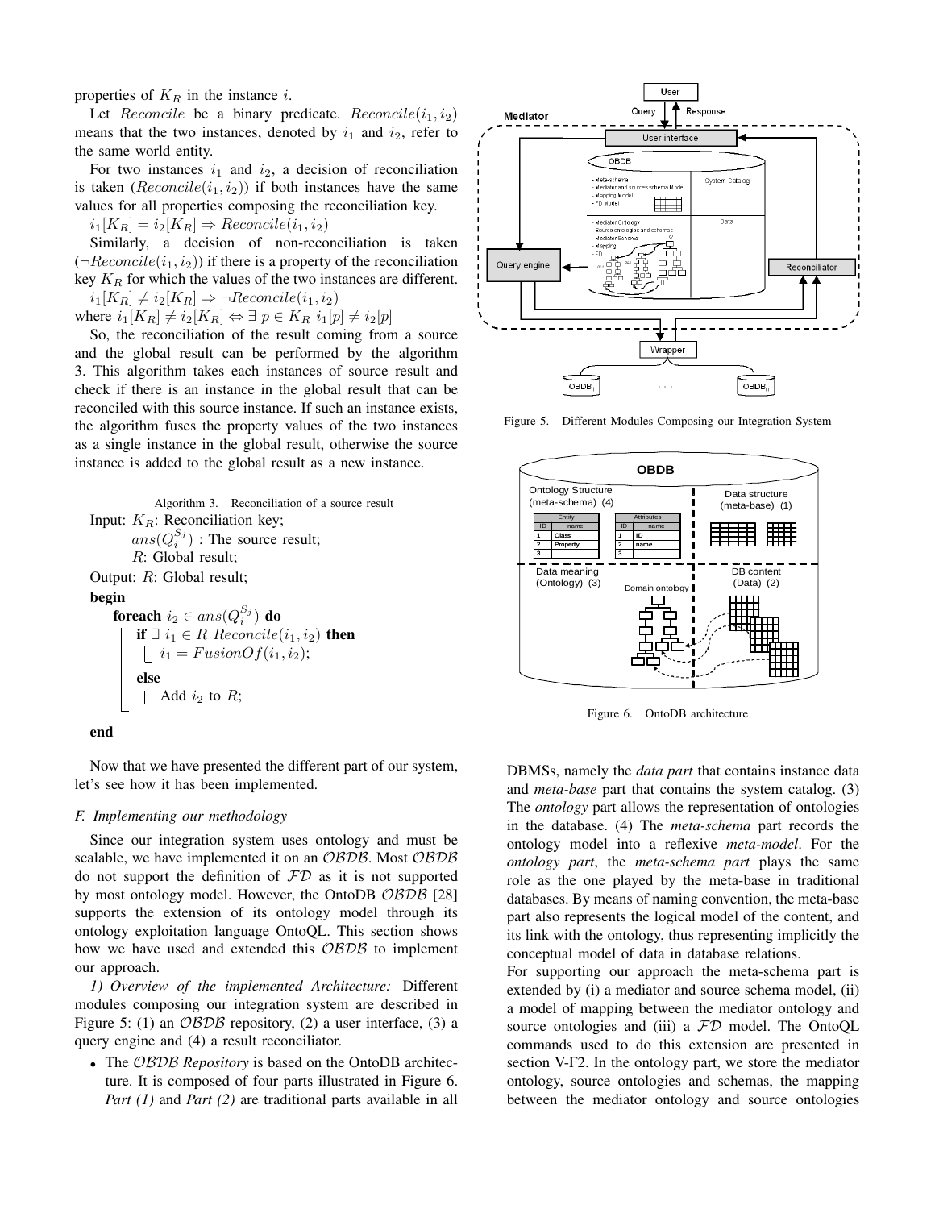properties of $K_R$ in the instance $i$.

Let $Reconcile$ be a binary predicate. $Reconcile(i_1, i_2)$ means that the two instances, denoted by $i_1$ and $i_2$, refer to the same world entity.

For two instances $i_1$ and $i_2$, a decision of reconciliation is taken ($Reconcile(i_1, i_2)$) if both instances have the same values for all properties composing the reconciliation key.

$i_1[K_R] = i_2[K_R] \Rightarrow Reconcile(i_1, i_2)$

Similarly, a decision of non-reconciliation is taken ($\neg Reconcile(i_1, i_2)$) if there is a property of the reconciliation key $K_R$ for which the values of the two instances are different.

$i_1[K_R] \neq i_2[K_R] \Rightarrow \neg Reconcile(i_1, i_2)$

where $i_1[K_R] \neq i_2[K_R] \Leftrightarrow \exists\ p \in K_R\ i_1[p] \neq i_2[p]$

So, the reconciliation of the result coming from a source and the global result can be performed by the algorithm 3. This algorithm takes each instances of source result and check if there is an instance in the global result that can be reconciled with this source instance. If such an instance exists, the algorithm fuses the property values of the two instances as a single instance in the global result, otherwise the source instance is added to the global result as a new instance.

Algorithm 3. Reconciliation of a source result

```
Input: K_R: Reconciliation key;
       ans(Q_i^{S_j}) : The source result;
       R: Global result;
Output: R: Global result;
begin
    foreach i_2 ∈ ans(Q_i^{S_j}) do
        if ∃ i_1 ∈ R Reconcile(i_1, i_2) then
            i_1 = FusionOf(i_1, i_2);
        else
            Add i_2 to R;
end
```

Now that we have presented the different part of our system, let's see how it has been implemented.

### F. Implementing our methodology

Since our integration system uses ontology and must be scalable, we have implemented it on an $\mathcal{OBDB}$. Most $\mathcal{OBDB}$ do not support the definition of $\mathcal{FD}$ as it is not supported by most ontology model. However, the OntoDB $\mathcal{OBDB}$ [28] supports the extension of its ontology model through its ontology exploitation language OntoQL. This section shows how we have used and extended this $\mathcal{OBDB}$ to implement our approach.

*1) Overview of the implemented Architecture:* Different modules composing our integration system are described in Figure 5: (1) an $\mathcal{OBDB}$ repository, (2) a user interface, (3) a query engine and (4) a result reconciliator.

- The *$\mathcal{OBDB}$ Repository* is based on the OntoDB architecture. It is composed of four parts illustrated in Figure 6. *Part (1)* and *Part (2)* are traditional parts available in all DBMSs, namely the *data part* that contains instance data and *meta-base* part that contains the system catalog. (3) The *ontology* part allows the representation of ontologies in the database. (4) The *meta-schema* part records the ontology model into a reflexive *meta-model*. For the *ontology part*, the *meta-schema part* plays the same role as the one played by the meta-base in traditional databases. By means of naming convention, the meta-base part also represents the logical model of the content, and its link with the ontology, thus representing implicitly the conceptual model of data in database relations.

  For supporting our approach the meta-schema part is extended by (i) a mediator and source schema model, (ii) a model of mapping between the mediator ontology and source ontologies and (iii) a $\mathcal{FD}$ model. The OntoQL commands used to do this extension are presented in section V-F2. In the ontology part, we store the mediator ontology, source ontologies and schemas, the mapping between the mediator ontology and source ontologies

Figure 5. Different Modules Composing our Integration System

Figure 6. OntoDB architecture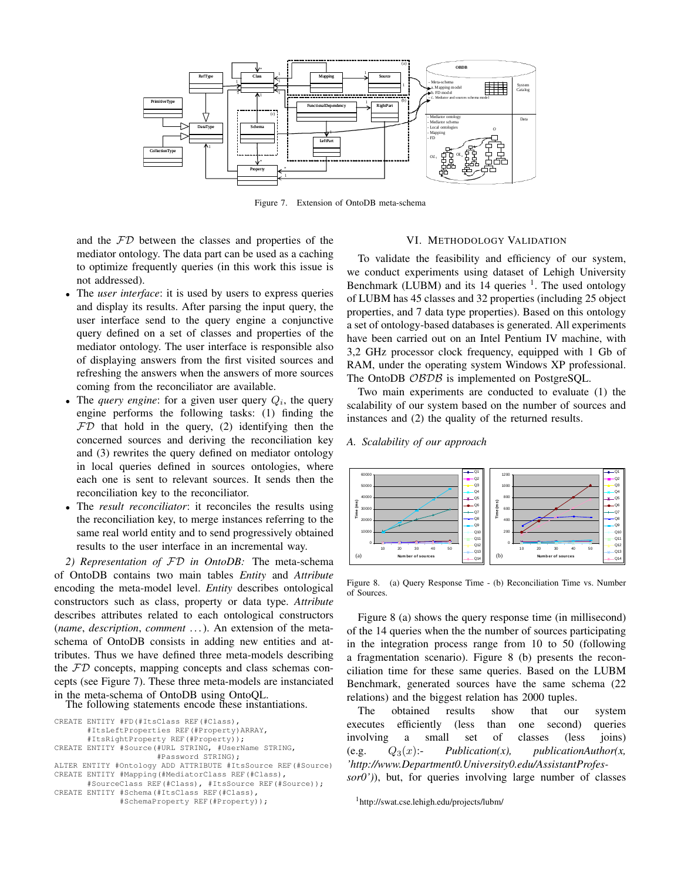Figure 7. Extension of OntoDB meta-schema

and the $\mathcal{FD}$ between the classes and properties of the mediator ontology. The data part can be used as a caching to optimize frequently queries (in this work this issue is not addressed).

- The *user interface*: it is used by users to express queries and display its results. After parsing the input query, the user interface send to the query engine a conjunctive query defined on a set of classes and properties of the mediator ontology. The user interface is responsible also of displaying answers from the first visited sources and refreshing the answers when the answers of more sources coming from the reconciliator are available.
- The *query engine*: for a given user query $Q_i$, the query engine performs the following tasks: (1) finding the $\mathcal{FD}$ that hold in the query, (2) identifying then the concerned sources and deriving the reconciliation key and (3) rewrites the query defined on mediator ontology in local queries defined in sources ontologies, where each one is sent to relevant sources. It sends then the reconciliation key to the reconciliator.
- The *result reconciliator*: it reconciles the results using the reconciliation key, to merge instances referring to the same real world entity and to send progressively obtained results to the user interface in an incremental way.

*2) Representation of $\mathcal{FD}$ in OntoDB:* The meta-schema of OntoDB contains two main tables *Entity* and *Attribute* encoding the meta-model level. *Entity* describes ontological constructors such as class, property or data type. *Attribute* describes attributes related to each ontological constructors (*name*, *description*, *comment* ...). An extension of the meta-schema of OntoDB consists in adding new entities and attributes. Thus we have defined three meta-models describing the $\mathcal{FD}$ concepts, mapping concepts and class schemas concepts (see Figure 7). These three meta-models are instanciated in the meta-schema of OntoDB using OntoQL.

The following statements encode these instantiations.

```
CREATE ENTITY #FD(#ItsClass REF(#Class),
       #ItsLeftProperties REF(#Property)ARRAY,
       #ItsRightProperty REF(#Property));
CREATE ENTITY #Source(#URL STRING, #UserName STRING,
                      #Password STRING);
ALTER ENTITY #Ontology ADD ATTRIBUTE #ItsSource REF(#Source)
CREATE ENTITY #Mapping(#MediatorClass REF(#Class),
       #SourceClass REF(#Class), #ItsSource REF(#Source));
CREATE ENTITY #Schema(#ItsClass REF(#Class),
              #SchemaProperty REF(#Property));
```

## VI. Methodology Validation

To validate the feasibility and efficiency of our system, we conduct experiments using dataset of Lehigh University Benchmark (LUBM) and its 14 queries [1]. The used ontology of LUBM has 45 classes and 32 properties (including 25 object properties, and 7 data type properties). Based on this ontology a set of ontology-based databases is generated. All experiments have been carried out on an Intel Pentium IV machine, with 3,2 GHz processor clock frequency, equipped with 1 Gb of RAM, under the operating system Windows XP professional. The OntoDB $\mathcal{OBDB}$ is implemented on PostgreSQL.

Two main experiments are conducted to evaluate (1) the scalability of our system based on the number of sources and instances and (2) the quality of the returned results.

### A. Scalability of our approach

Figure 8. (a) Query Response Time - (b) Reconciliation Time vs. Number of Sources.

Figure 8 (a) shows the query response time (in millisecond) of the 14 queries when the the number of sources participating in the integration process range from 10 to 50 (following a fragmentation scenario). Figure 8 (b) presents the reconciliation time for these same queries. Based on the LUBM Benchmark, generated sources have the same schema (22 relations) and the biggest relation has 2000 tuples.

The obtained results show that our system executes efficiently (less than one second) queries involving a small set of classes (less joins) (e.g. $Q_3(x)$:- *Publication(x), publicationAuthor(x, 'http://www.Department0.University0.edu/AssistantProfessor0')*), but, for queries involving large number of classes

[1] http://swat.cse.lehigh.edu/projects/lubm/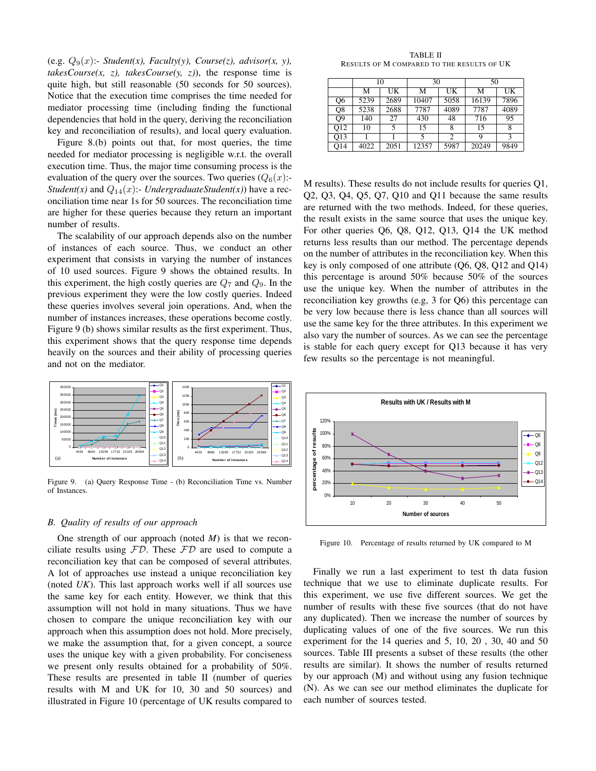(e.g. $Q_9(x)$:- *Student(x), Faculty(y), Course(z), advisor(x, y), takesCourse(x, z), takesCourse(y, z)*), the response time is quite high, but still reasonable (50 seconds for 50 sources). Notice that the execution time comprises the time needed for mediator processing time (including finding the functional dependencies that hold in the query, deriving the reconciliation key and reconciliation of results), and local query evaluation.

Figure 8.(b) points out that, for most queries, the time needed for mediator processing is negligible w.r.t. the overall execution time. Thus, the major time consuming process is the evaluation of the query over the sources. Two queries ($Q_6(x)$:- *Student(x)* and $Q_{14}(x)$:- *UndergraduateStudent(x)*) have a reconciliation time near 1s for 50 sources. The reconciliation time are higher for these queries because they return an important number of results.

The scalability of our approach depends also on the number of instances of each source. Thus, we conduct an other experiment that consists in varying the number of instances of 10 used sources. Figure 9 shows the obtained results. In this experiment, the high costly queries are $Q_7$ and $Q_9$. In the previous experiment they were the low costly queries. Indeed these queries involves several join operations. And, when the number of instances increases, these operations become costly. Figure 9 (b) shows similar results as the first experiment. Thus, this experiment shows that the query response time depends heavily on the sources and their ability of processing queries and not on the mediator.

(a)
Times (ms)
400000
350000
300000
250000
200000
150000
100000
50000
0
4433 8866 13299 17732 22165 26598
Number of instances
Q1 Q2 Q3 Q4 Q5 Q6 Q7 Q8 Q9 Q10 Q11 Q12 Q13 Q14

(b)
Time (ms)
1400
1200
1000
800
600
400
200
0
4433 8866 13299 17732 22165 26598
Number of instances
Q1 Q2 Q3 Q4 Q5 Q6 Q7 Q8 Q9 Q10 Q11 Q12 Q13 Q14

Figure 9. (a) Query Response Time - (b) Reconciliation Time vs. Number of Instances.

## B. Quality of results of our approach

One strength of our approach (noted *M*) is that we reconciliate results using $\mathcal{FD}$. These $\mathcal{FD}$ are used to compute a reconciliation key that can be composed of several attributes. A lot of approaches use instead a unique reconciliation key (noted *UK*). This last approach works well if all sources use the same key for each entity. However, we think that this assumption will not hold in many situations. Thus we have chosen to compare the unique reconciliation key with our approach when this assumption does not hold. More precisely, we make the assumption that, for a given concept, a source uses the unique key with a given probability. For conciseness we present only results obtained for a probability of 50%. These results are presented in table II (number of queries results with M and UK for 10, 30 and 50 sources) and illustrated in Figure 10 (percentage of UK results compared to M results). These results do not include results for queries Q1, Q2, Q3, Q4, Q5, Q7, Q10 and Q11 because the same results are returned with the two methods. Indeed, for these queries, the result exists in the same source that uses the unique key. For other queries Q6, Q8, Q12, Q13, Q14 the UK method returns less results than our method. The percentage depends on the number of attributes in the reconciliation key. When this key is only composed of one attribute (Q6, Q8, Q12 and Q14) this percentage is around 50% because 50% of the sources use the unique key. When the number of attributes in the reconciliation key growths (e.g, 3 for Q6) this percentage can be very low because there is less chance than all sources will use the same key for the three attributes. In this experiment we also vary the number of sources. As we can see the percentage is stable for each query except for Q13 because it has very few results so the percentage is not meaningful.

TABLE II
RESULTS OF M COMPARED TO THE RESULTS OF UK

| | 10 | | 30 | | 50 | |
|---|---|---|---|---|---|---|
| | M | UK | M | UK | M | UK |
| Q6 | 5239 | 2689 | 10407 | 5058 | 16139 | 7896 |
| Q8 | 5238 | 2688 | 7787 | 4089 | 7787 | 4089 |
| Q9 | 140 | 27 | 430 | 48 | 716 | 95 |
| Q12 | 10 | 5 | 15 | 8 | 15 | 8 |
| Q13 | 1 | 1 | 5 | 2 | 9 | 3 |
| Q14 | 4022 | 2051 | 12357 | 5987 | 20249 | 9849 |

Results with UK / Results with M
percentage of results
120%
100%
80%
60%
40%
20%
0%
10 20 30 40 50
Number of sources
Q6 Q8 Q9 Q12 Q13 Q14

Figure 10. Percentage of results returned by UK compared to M

Finally we run a last experiment to test th data fusion technique that we use to eliminate duplicate results. For this experiment, we use five different sources. We get the number of results with these five sources (that do not have any duplicated). Then we increase the number of sources by duplicating values of one of the five sources. We run this experiment for the 14 queries and 5, 10, 20 , 30, 40 and 50 sources. Table III presents a subset of these results (the other results are similar). It shows the number of results returned by our approach (M) and without using any fusion technique (N). As we can see our method eliminates the duplicate for each number of sources tested.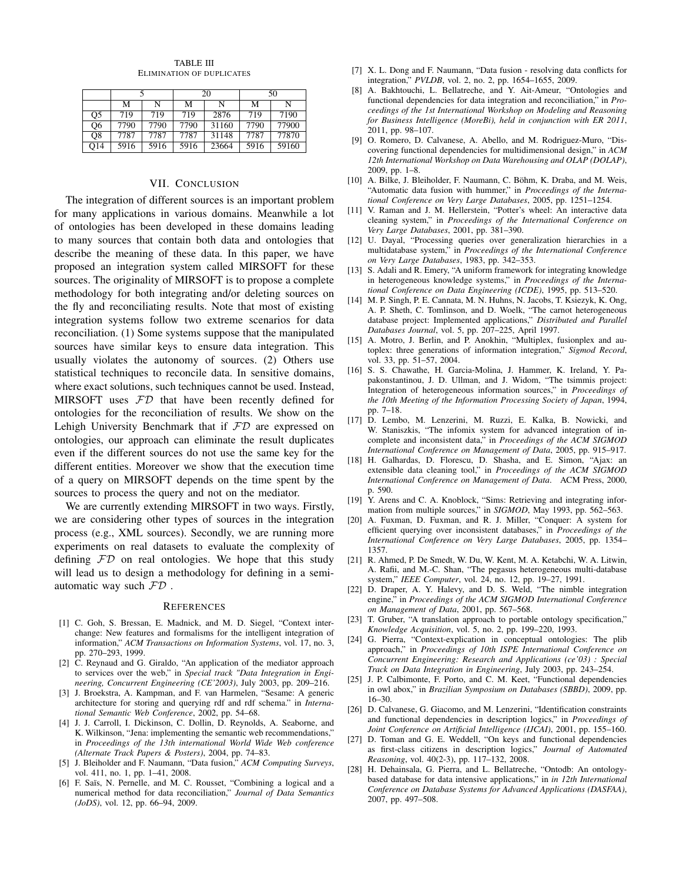TABLE III
ELIMINATION OF DUPLICATES

| | 5 | | 20 | | 50 | |
|---|---|---|---|---|---|---|
| | M | N | M | N | M | N |
| Q5 | 719 | 719 | 719 | 2876 | 719 | 7190 |
| Q6 | 7790 | 7790 | 7790 | 31160 | 7790 | 77900 |
| Q8 | 7787 | 7787 | 7787 | 31148 | 7787 | 77870 |
| Q14 | 5916 | 5916 | 5916 | 23664 | 5916 | 59160 |

## VII. CONCLUSION

The integration of different sources is an important problem for many applications in various domains. Meanwhile a lot of ontologies has been developed in these domains leading to many sources that contain both data and ontologies that describe the meaning of these data. In this paper, we have proposed an integration system called MIRSOFT for these sources. The originality of MIRSOFT is to propose a complete methodology for both integrating and/or deleting sources on the fly and reconciliating results. Note that most of existing integration systems follow two extreme scenarios for data reconciliation. (1) Some systems suppose that the manipulated sources have similar keys to ensure data integration. This usually violates the autonomy of sources. (2) Others use statistical techniques to reconcile data. In sensitive domains, where exact solutions, such techniques cannot be used. Instead, MIRSOFT uses $\mathcal{FD}$ that have been recently defined for ontologies for the reconciliation of results. We show on the Lehigh University Benchmark that if $\mathcal{FD}$ are expressed on ontologies, our approach can eliminate the result duplicates even if the different sources do not use the same key for the different entities. Moreover we show that the execution time of a query on MIRSOFT depends on the time spent by the sources to process the query and not on the mediator.

We are currently extending MIRSOFT in two ways. Firstly, we are considering other types of sources in the integration process (e.g., XML sources). Secondly, we are running more experiments on real datasets to evaluate the complexity of defining $\mathcal{FD}$ on real ontologies. We hope that this study will lead us to design a methodology for defining in a semi-automatic way such $\mathcal{FD}$ .

## REFERENCES

[1] C. Goh, S. Bressan, E. Madnick, and M. D. Siegel, "Context interchange: New features and formalisms for the intelligent integration of information," *ACM Transactions on Information Systems*, vol. 17, no. 3, pp. 270–293, 1999.

[2] C. Reynaud and G. Giraldo, "An application of the mediator approach to services over the web," in *Special track "Data Integration in Engineering, Concurrent Engineering (CE'2003)*, July 2003, pp. 209–216.

[3] J. Broekstra, A. Kampman, and F. van Harmelen, "Sesame: A generic architecture for storing and querying rdf and rdf schema." in *International Semantic Web Conference*, 2002, pp. 54–68.

[4] J. J. Carroll, I. Dickinson, C. Dollin, D. Reynolds, A. Seaborne, and K. Wilkinson, "Jena: implementing the semantic web recommendations," in *Proceedings of the 13th international World Wide Web conference (Alternate Track Papers & Posters)*, 2004, pp. 74–83.

[5] J. Bleiholder and F. Naumann, "Data fusion," *ACM Computing Surveys*, vol. 411, no. 1, pp. 1–41, 2008.

[6] F. Saïs, N. Pernelle, and M. C. Rousset, "Combining a logical and a numerical method for data reconciliation," *Journal of Data Semantics (JoDS)*, vol. 12, pp. 66–94, 2009.

[7] X. L. Dong and F. Naumann, "Data fusion - resolving data conflicts for integration," *PVLDB*, vol. 2, no. 2, pp. 1654–1655, 2009.

[8] A. Bakhtouchi, L. Bellatreche, and Y. Ait-Ameur, "Ontologies and functional dependencies for data integration and reconciliation," in *Proceedings of the 1st International Workshop on Modeling and Reasoning for Business Intelligence (MoreBi), held in conjunction with ER 2011*, 2011, pp. 98–107.

[9] O. Romero, D. Calvanese, A. Abello, and M. Rodriguez-Muro, "Discovering functional dependencies for multidimensional design," in *ACM 12th International Workshop on Data Warehousing and OLAP (DOLAP)*, 2009, pp. 1–8.

[10] A. Bilke, J. Bleiholder, F. Naumann, C. Böhm, K. Draba, and M. Weis, "Automatic data fusion with hummer," in *Proceedings of the International Conference on Very Large Databases*, 2005, pp. 1251–1254.

[11] V. Raman and J. M. Hellerstein, "Potter's wheel: An interactive data cleaning system," in *Proceedings of the International Conference on Very Large Databases*, 2001, pp. 381–390.

[12] U. Dayal, "Processing queries over generalization hierarchies in a multidatabase system," in *Proceedings of the International Conference on Very Large Databases*, 1983, pp. 342–353.

[13] S. Adali and R. Emery, "A uniform framework for integrating knowledge in heterogeneous knowledge systems," in *Proceedings of the International Conference on Data Engineering (ICDE)*, 1995, pp. 513–520.

[14] M. P. Singh, P. E. Cannata, M. N. Huhns, N. Jacobs, T. Ksiezyk, K. Ong, A. P. Sheth, C. Tomlinson, and D. Woelk, "The carnot heterogeneous database project: Implemented applications," *Distributed and Parallel Databases Journal*, vol. 5, pp. 207–225, April 1997.

[15] A. Motro, J. Berlin, and P. Anokhin, "Multiplex, fusionplex and autoplex: three generations of information integration," *Sigmod Record*, vol. 33, pp. 51–57, 2004.

[16] S. S. Chawathe, H. Garcia-Molina, J. Hammer, K. Ireland, Y. Papakonstantinou, J. D. Ullman, and J. Widom, "The tsimmis project: Integration of heterogeneous information sources," in *Proceedings of the 10th Meeting of the Information Processing Society of Japan*, 1994, pp. 7–18.

[17] D. Lembo, M. Lenzerini, M. Ruzzi, E. Kalka, B. Nowicki, and W. Staniszkis, "The infomix system for advanced integration of incomplete and inconsistent data," in *Proceedings of the ACM SIGMOD International Conference on Management of Data*, 2005, pp. 915–917.

[18] H. Galhardas, D. Florescu, D. Shasha, and E. Simon, "Ajax: an extensible data cleaning tool," in *Proceedings of the ACM SIGMOD International Conference on Management of Data*. ACM Press, 2000, p. 590.

[19] Y. Arens and C. A. Knoblock, "Sims: Retrieving and integrating information from multiple sources," in *SIGMOD*, May 1993, pp. 562–563.

[20] A. Fuxman, D. Fuxman, and R. J. Miller, "Conquer: A system for efficient querying over inconsistent databases," in *Proceedings of the International Conference on Very Large Databases*, 2005, pp. 1354–1357.

[21] R. Ahmed, P. De Smedt, W. Du, W. Kent, M. A. Ketabchi, W. A. Litwin, A. Rafii, and M.-C. Shan, "The pegasus heterogeneous multi-database system," *IEEE Computer*, vol. 24, no. 12, pp. 19–27, 1991.

[22] D. Draper, A. Y. Halevy, and D. S. Weld, "The nimble integration engine," in *Proceedings of the ACM SIGMOD International Conference on Management of Data*, 2001, pp. 567–568.

[23] T. Gruber, "A translation approach to portable ontology specification," *Knowledge Acquisition*, vol. 5, no. 2, pp. 199–220, 1993.

[24] G. Pierra, "Context-explication in conceptual ontologies: The plib approach," in *Proceedings of 10th ISPE International Conference on Concurrent Engineering: Research and Applications (ce'03) : Special Track on Data Integration in Engineering*, July 2003, pp. 243–254.

[25] J. P. Calbimonte, F. Porto, and C. M. Keet, "Functional dependencies in owl abox," in *Brazilian Symposium on Databases (SBBD)*, 2009, pp. 16–30.

[26] D. Calvanese, G. Giacomo, and M. Lenzerini, "Identification constraints and functional dependencies in description logics," in *Proceedings of Joint Conference on Artificial Intelligence (IJCAI)*, 2001, pp. 155–160.

[27] D. Toman and G. E. Weddell, "On keys and functional dependencies as first-class citizens in description logics," *Journal of Automated Reasoning*, vol. 40(2-3), pp. 117–132, 2008.

[28] H. Dehainsala, G. Pierra, and L. Bellatreche, "Ontodb: An ontology-based database for data intensive applications," in *in 12th International Conference on Database Systems for Advanced Applications (DASFAA)*, 2007, pp. 497–508.